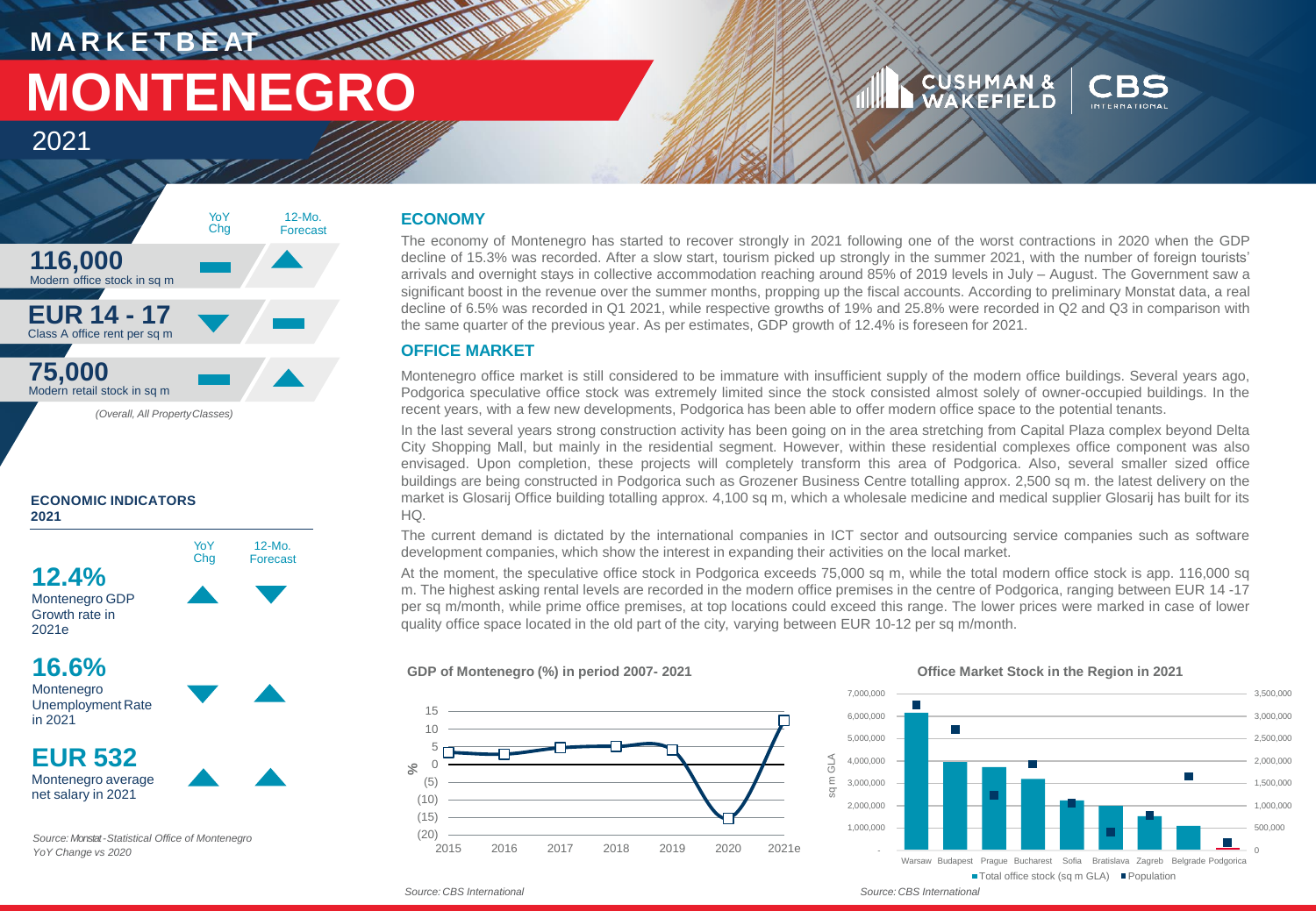# MARKETBEAT

# MONTENEGRO

2021

| | YoY Chg | 12-Mo. Forecast |
|---|---|---|
| **116,000** Modern office stock in sq m | ▬ | ▲ |
| **EUR 14 - 17** Class A office rent per sq m | ▼ | ▬ |
| **75,000** Modern retail stock in sq m | ▬ | ▲ |

*(Overall, All Property Classes)*

### ECONOMIC INDICATORS 2021

| | YoY Chg | 12-Mo. Forecast |
|---|---|---|
| **12.4%** Montenegro GDP Growth rate in 2021e | ▲ | ▼ |
| **16.6%** Montenegro Unemployment Rate in 2021 | ▼ | ▲ |
| **EUR 532** Montenegro average net salary in 2021 | ▲ | ▲ |

*Source: Monstat - Statistical Office of Montenegro*
*YoY Change vs 2020*

## ECONOMY

The economy of Montenegro has started to recover strongly in 2021 following one of the worst contractions in 2020 when the GDP decline of 15.3% was recorded. After a slow start, tourism picked up strongly in the summer 2021, with the number of foreign tourists' arrivals and overnight stays in collective accommodation reaching around 85% of 2019 levels in July – August. The Government saw a significant boost in the revenue over the summer months, propping up the fiscal accounts. According to preliminary Monstat data, a real decline of 6.5% was recorded in Q1 2021, while respective growths of 19% and 25.8% were recorded in Q2 and Q3 in comparison with the same quarter of the previous year. As per estimates, GDP growth of 12.4% is foreseen for 2021.

## OFFICE MARKET

Montenegro office market is still considered to be immature with insufficient supply of the modern office buildings. Several years ago, Podgorica speculative office stock was extremely limited since the stock consisted almost solely of owner-occupied buildings. In the recent years, with a few new developments, Podgorica has been able to offer modern office space to the potential tenants.

In the last several years strong construction activity has been going on in the area stretching from Capital Plaza complex beyond Delta City Shopping Mall, but mainly in the residential segment. However, within these residential complexes office component was also envisaged. Upon completion, these projects will completely transform this area of Podgorica. Also, several smaller sized office buildings are being constructed in Podgorica such as Grozener Business Centre totalling approx. 2,500 sq m. the latest delivery on the market is Glosarij Office building totalling approx. 4,100 sq m, which a wholesale medicine and medical supplier Glosarij has built for its HQ.

The current demand is dictated by the international companies in ICT sector and outsourcing service companies such as software development companies, which show the interest in expanding their activities on the local market.

At the moment, the speculative office stock in Podgorica exceeds 75,000 sq m, while the total modern office stock is app. 116,000 sq m. The highest asking rental levels are recorded in the modern office premises in the centre of Podgorica, ranging between EUR 14 -17 per sq m/month, while prime office premises, at top locations could exceed this range. The lower prices were marked in case of lower quality office space located in the old part of the city, varying between EUR 10-12 per sq m/month.

**GDP of Montenegro (%) in period 2007- 2021**

*Source: CBS International*

**Office Market Stock in the Region in 2021**

*Source: CBS International*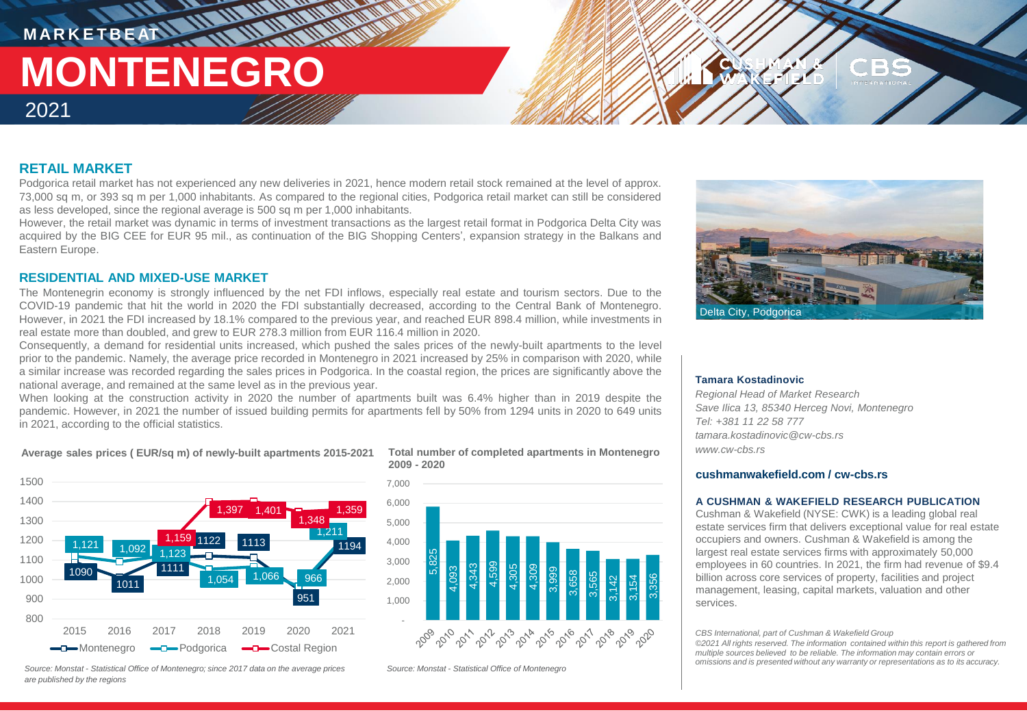MARKETBEAT

# MONTENEGRO

2021

## RETAIL MARKET

Podgorica retail market has not experienced any new deliveries in 2021, hence modern retail stock remained at the level of approx. 73,000 sq m, or 393 sq m per 1,000 inhabitants. As compared to the regional cities, Podgorica retail market can still be considered as less developed, since the regional average is 500 sq m per 1,000 inhabitants.

However, the retail market was dynamic in terms of investment transactions as the largest retail format in Podgorica Delta City was acquired by the BIG CEE for EUR 95 mil., as continuation of the BIG Shopping Centers', expansion strategy in the Balkans and Eastern Europe.

## RESIDENTIAL AND MIXED-USE MARKET

The Montenegrin economy is strongly influenced by the net FDI inflows, especially real estate and tourism sectors. Due to the COVID-19 pandemic that hit the world in 2020 the FDI substantially decreased, according to the Central Bank of Montenegro. However, in 2021 the FDI increased by 18.1% compared to the previous year, and reached EUR 898.4 million, while investments in real estate more than doubled, and grew to EUR 278.3 million from EUR 116.4 million in 2020.

Consequently, a demand for residential units increased, which pushed the sales prices of the newly-built apartments to the level prior to the pandemic. Namely, the average price recorded in Montenegro in 2021 increased by 25% in comparison with 2020, while a similar increase was recorded regarding the sales prices in Podgorica. In the coastal region, the prices are significantly above the national average, and remained at the same level as in the previous year.

When looking at the construction activity in 2020 the number of apartments built was 6.4% higher than in 2019 despite the pandemic. However, in 2021 the number of issued building permits for apartments fell by 50% from 1294 units in 2020 to 649 units in 2021, according to the official statistics.

**Average sales prices ( EUR/sq m) of newly-built apartments 2015-2021**

1500, 1400, 1300, 1200, 1100, 1000, 900, 800

2015, 2016, 2017, 2018, 2019, 2020, 2021

Montenegro: 1090, 1011, 1111, 1122, 1113, 951, 1194

Podgorica: 1,121, 1,092, 1,123, 1,054, 1,066, 966, 1,211

Costal Region: 1,159, 1,397, 1,401, 1,348, 1,359

*Source: Monstat - Statistical Office of Montenegro; since 2017 data on the average prices are published by the regions*

**Total number of completed apartments in Montenegro 2009 - 2020**

7,000, 6,000, 5,000, 4,000, 3,000, 2,000, 1,000, -

2009: 5,825; 2010: 4,093; 2011: 4,343; 2012: 4,599; 2013: 4,305; 2014: 4,309; 2015: 3,999; 2016: 3,658; 2017: 3,565; 2018: 3,142; 2019: 3,154; 2020: 3,356

*Source: Monstat - Statistical Office of Montenegro*

Delta City, Podgorica

**Tamara Kostadinovic**
*Regional Head of Market Research*
*Save Ilica 13, 85340 Herceg Novi, Montenegro*
*Tel: +381 11 22 58 777*
*tamara.kostadinovic@cw-cbs.rs*
*www.cw-cbs.rs*

**cushmanwakefield.com / cw-cbs.rs**

**A CUSHMAN & WAKEFIELD RESEARCH PUBLICATION**

Cushman & Wakefield (NYSE: CWK) is a leading global real estate services firm that delivers exceptional value for real estate occupiers and owners. Cushman & Wakefield is among the largest real estate services firms with approximately 50,000 employees in 60 countries. In 2021, the firm had revenue of $9.4 billion across core services of property, facilities and project management, leasing, capital markets, valuation and other services.

*CBS International, part of Cushman & Wakefield Group*

*©2021 All rights reserved. The information contained within this report is gathered from multiple sources believed to be reliable. The information may contain errors or omissions and is presented without any warranty or representations as to its accuracy.*